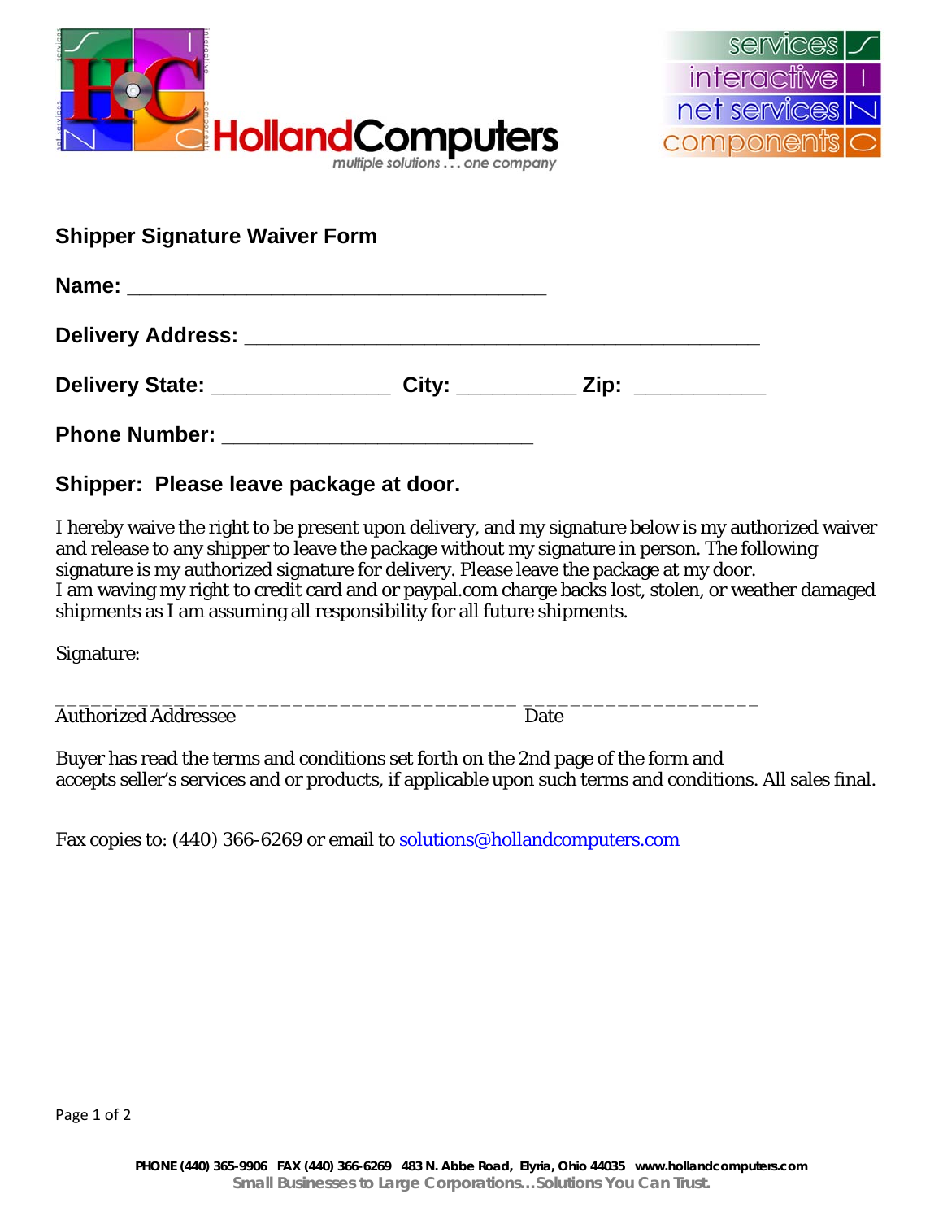HollandComputers

multiple solutions . . . one company

services
interactive
net services
components

## Shipper Signature Waiver Form

**Name:** ____________________________________

**Delivery Address:** ____________________________________________

**Delivery State:** _______________ **City:** __________ **Zip:** ___________

**Phone Number:** ___________________________

### Shipper: Please leave package at door.

I hereby waive the right to be present upon delivery, and my signature below is my authorized waiver and release to any shipper to leave the package without my signature in person. The following signature is my authorized signature for delivery. Please leave the package at my door.
I am waving my right to credit card and or paypal.com charge backs lost, stolen, or weather damaged shipments as I am assuming all responsibility for all future shipments.

Signature:

________________________________________ ____________________

Authorized Addressee Date

Buyer has read the terms and conditions set forth on the 2nd page of the form and accepts seller's services and or products, if applicable upon such terms and conditions. All sales final.

Fax copies to: (440) 366-6269 or email to solutions@hollandcomputers.com

**PHONE (440) 365-9906 FAX (440) 366-6269 483 N. Abbe Road, Elyria, Ohio 44035 www.hollandcomputers.com**

**Small Businesses to Large Corporations…Solutions You Can Trust.**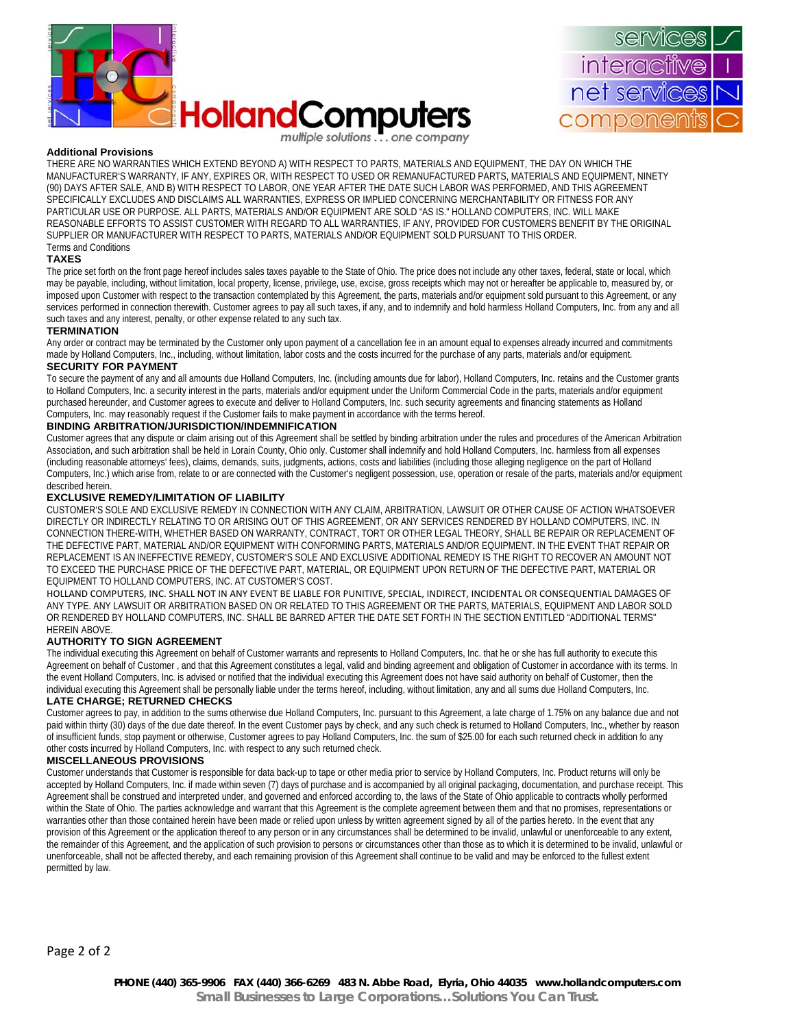**Additional Provisions**

THERE ARE NO WARRANTIES WHICH EXTEND BEYOND A) WITH RESPECT TO PARTS, MATERIALS AND EQUIPMENT, THE DAY ON WHICH THE MANUFACTURER'S WARRANTY, IF ANY, EXPIRES OR, WITH RESPECT TO USED OR REMANUFACTURED PARTS, MATERIALS AND EQUIPMENT, NINETY (90) DAYS AFTER SALE, AND B) WITH RESPECT TO LABOR, ONE YEAR AFTER THE DATE SUCH LABOR WAS PERFORMED, AND THIS AGREEMENT SPECIFICALLY EXCLUDES AND DISCLAIMS ALL WARRANTIES, EXPRESS OR IMPLIED CONCERNING MERCHANTABILITY OR FITNESS FOR ANY PARTICULAR USE OR PURPOSE. ALL PARTS, MATERIALS AND/OR EQUIPMENT ARE SOLD "AS IS." HOLLAND COMPUTERS, INC. WILL MAKE REASONABLE EFFORTS TO ASSIST CUSTOMER WITH REGARD TO ALL WARRANTIES, IF ANY, PROVIDED FOR CUSTOMERS BENEFIT BY THE ORIGINAL SUPPLIER OR MANUFACTURER WITH RESPECT TO PARTS, MATERIALS AND/OR EQUIPMENT SOLD PURSUANT TO THIS ORDER.

Terms and Conditions

**TAXES**

The price set forth on the front page hereof includes sales taxes payable to the State of Ohio. The price does not include any other taxes, federal, state or local, which may be payable, including, without limitation, local property, license, privilege, use, excise, gross receipts which may not or hereafter be applicable to, measured by, or imposed upon Customer with respect to the transaction contemplated by this Agreement, the parts, materials and/or equipment sold pursuant to this Agreement, or any services performed in connection therewith. Customer agrees to pay all such taxes, if any, and to indemnify and hold harmless Holland Computers, Inc. from any and all such taxes and any interest, penalty, or other expense related to any such tax.

**TERMINATION**

Any order or contract may be terminated by the Customer only upon payment of a cancellation fee in an amount equal to expenses already incurred and commitments made by Holland Computers, Inc., including, without limitation, labor costs and the costs incurred for the purchase of any parts, materials and/or equipment.

**SECURITY FOR PAYMENT**

To secure the payment of any and all amounts due Holland Computers, Inc. (including amounts due for labor), Holland Computers, Inc. retains and the Customer grants to Holland Computers, Inc. a security interest in the parts, materials and/or equipment under the Uniform Commercial Code in the parts, materials and/or equipment purchased hereunder, and Customer agrees to execute and deliver to Holland Computers, Inc. such security agreements and financing statements as Holland Computers, Inc. may reasonably request if the Customer fails to make payment in accordance with the terms hereof.

**BINDING ARBITRATION/JURISDICTION/INDEMNIFICATION**

Customer agrees that any dispute or claim arising out of this Agreement shall be settled by binding arbitration under the rules and procedures of the American Arbitration Association, and such arbitration shall be held in Lorain County, Ohio only. Customer shall indemnify and hold Holland Computers, Inc. harmless from all expenses (including reasonable attorneys' fees), claims, demands, suits, judgments, actions, costs and liabilities (including those alleging negligence on the part of Holland Computers, Inc.) which arise from, relate to or are connected with the Customer's negligent possession, use, operation or resale of the parts, materials and/or equipment described herein.

**EXCLUSIVE REMEDY/LIMITATION OF LIABILITY**

CUSTOMER'S SOLE AND EXCLUSIVE REMEDY IN CONNECTION WITH ANY CLAIM, ARBITRATION, LAWSUIT OR OTHER CAUSE OF ACTION WHATSOEVER DIRECTLY OR INDIRECTLY RELATING TO OR ARISING OUT OF THIS AGREEMENT, OR ANY SERVICES RENDERED BY HOLLAND COMPUTERS, INC. IN CONNECTION THERE-WITH, WHETHER BASED ON WARRANTY, CONTRACT, TORT OR OTHER LEGAL THEORY, SHALL BE REPAIR OR REPLACEMENT OF THE DEFECTIVE PART, MATERIAL AND/OR EQUIPMENT WITH CONFORMING PARTS, MATERIALS AND/OR EQUIPMENT. IN THE EVENT THAT REPAIR OR REPLACEMENT IS AN INEFFECTIVE REMEDY, CUSTOMER'S SOLE AND EXCLUSIVE ADDITIONAL REMEDY IS THE RIGHT TO RECOVER AN AMOUNT NOT TO EXCEED THE PURCHASE PRICE OF THE DEFECTIVE PART, MATERIAL, OR EQUIPMENT UPON RETURN OF THE DEFECTIVE PART, MATERIAL OR EQUIPMENT TO HOLLAND COMPUTERS, INC. AT CUSTOMER'S COST.

HOLLAND COMPUTERS, INC. SHALL NOT IN ANY EVENT BE LIABLE FOR PUNITIVE, SPECIAL, INDIRECT, INCIDENTAL OR CONSEQUENTIAL DAMAGES OF ANY TYPE. ANY LAWSUIT OR ARBITRATION BASED ON OR RELATED TO THIS AGREEMENT OR THE PARTS, MATERIALS, EQUIPMENT AND LABOR SOLD OR RENDERED BY HOLLAND COMPUTERS, INC. SHALL BE BARRED AFTER THE DATE SET FORTH IN THE SECTION ENTITLED "ADDITIONAL TERMS" HEREIN ABOVE.

**AUTHORITY TO SIGN AGREEMENT**

The individual executing this Agreement on behalf of Customer warrants and represents to Holland Computers, Inc. that he or she has full authority to execute this Agreement on behalf of Customer , and that this Agreement constitutes a legal, valid and binding agreement and obligation of Customer in accordance with its terms. In the event Holland Computers, Inc. is advised or notified that the individual executing this Agreement does not have said authority on behalf of Customer, then the individual executing this Agreement shall be personally liable under the terms hereof, including, without limitation, any and all sums due Holland Computers, Inc.

**LATE CHARGE; RETURNED CHECKS**

Customer agrees to pay, in addition to the sums otherwise due Holland Computers, Inc. pursuant to this Agreement, a late charge of 1.75% on any balance due and not paid within thirty (30) days of the due date thereof. In the event Customer pays by check, and any such check is returned to Holland Computers, Inc., whether by reason of insufficient funds, stop payment or otherwise, Customer agrees to pay Holland Computers, Inc. the sum of $25.00 for each such returned check in addition fo any other costs incurred by Holland Computers, Inc. with respect to any such returned check.

**MISCELLANEOUS PROVISIONS**

Customer understands that Customer is responsible for data back-up to tape or other media prior to service by Holland Computers, Inc. Product returns will only be accepted by Holland Computers, Inc. if made within seven (7) days of purchase and is accompanied by all original packaging, documentation, and purchase receipt. This Agreement shall be construed and interpreted under, and governed and enforced according to, the laws of the State of Ohio applicable to contracts wholly performed within the State of Ohio. The parties acknowledge and warrant that this Agreement is the complete agreement between them and that no promises, representations or warranties other than those contained herein have been made or relied upon unless by written agreement signed by all of the parties hereto. In the event that any provision of this Agreement or the application thereof to any person or in any circumstances shall be determined to be invalid, unlawful or unenforceable to any extent, the remainder of this Agreement, and the application of such provision to persons or circumstances other than those as to which it is determined to be invalid, unlawful or unenforceable, shall not be affected thereby, and each remaining provision of this Agreement shall continue to be valid and may be enforced to the fullest extent permitted by law.